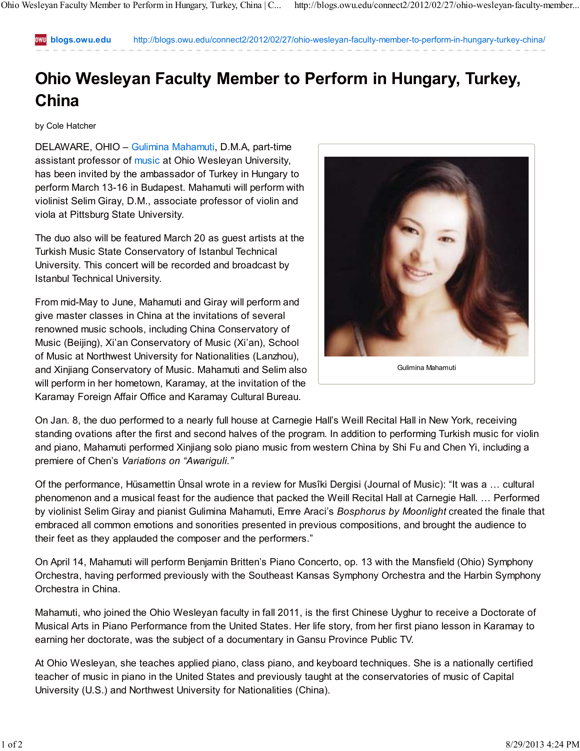blogs.owu.edu http://blogs.owu.edu/connect2/2012/02/27/ohio-wesleyan-faculty-member-to-perform-in-hungary-turkey-china/

# Ohio Wesleyan Faculty Member to Perform in Hungary, Turkey, China

by Cole Hatcher

DELAWARE, OHIO – Gulimina Mahamuti, D.M.A, part-time assistant professor of music at Ohio Wesleyan University, has been invited by the ambassador of Turkey in Hungary to perform March 13-16 in Budapest. Mahamuti will perform with violinist Selim Giray, D.M., associate professor of violin and viola at Pittsburg State University.

Gulimina Mahamuti

The duo also will be featured March 20 as guest artists at the Turkish Music State Conservatory of Istanbul Technical University. This concert will be recorded and broadcast by Istanbul Technical University.

From mid-May to June, Mahamuti and Giray will perform and give master classes in China at the invitations of several renowned music schools, including China Conservatory of Music (Beijing), Xi'an Conservatory of Music (Xi'an), School of Music at Northwest University for Nationalities (Lanzhou), and Xinjiang Conservatory of Music. Mahamuti and Selim also will perform in her hometown, Karamay, at the invitation of the Karamay Foreign Affair Office and Karamay Cultural Bureau.

On Jan. 8, the duo performed to a nearly full house at Carnegie Hall's Weill Recital Hall in New York, receiving standing ovations after the first and second halves of the program. In addition to performing Turkish music for violin and piano, Mahamuti performed Xinjiang solo piano music from western China by Shi Fu and Chen Yi, including a premiere of Chen's *Variations on "Awariguli."*

Of the performance, Hüsamettin Ünsal wrote in a review for Musîki Dergisi (Journal of Music): "It was a … cultural phenomenon and a musical feast for the audience that packed the Weill Recital Hall at Carnegie Hall. … Performed by violinist Selim Giray and pianist Gulimina Mahamuti, Emre Araci's *Bosphorus by Moonlight* created the finale that embraced all common emotions and sonorities presented in previous compositions, and brought the audience to their feet as they applauded the composer and the performers."

On April 14, Mahamuti will perform Benjamin Britten's Piano Concerto, op. 13 with the Mansfield (Ohio) Symphony Orchestra, having performed previously with the Southeast Kansas Symphony Orchestra and the Harbin Symphony Orchestra in China.

Mahamuti, who joined the Ohio Wesleyan faculty in fall 2011, is the first Chinese Uyghur to receive a Doctorate of Musical Arts in Piano Performance from the United States. Her life story, from her first piano lesson in Karamay to earning her doctorate, was the subject of a documentary in Gansu Province Public TV.

At Ohio Wesleyan, she teaches applied piano, class piano, and keyboard techniques. She is a nationally certified teacher of music in piano in the United States and previously taught at the conservatories of music of Capital University (U.S.) and Northwest University for Nationalities (China).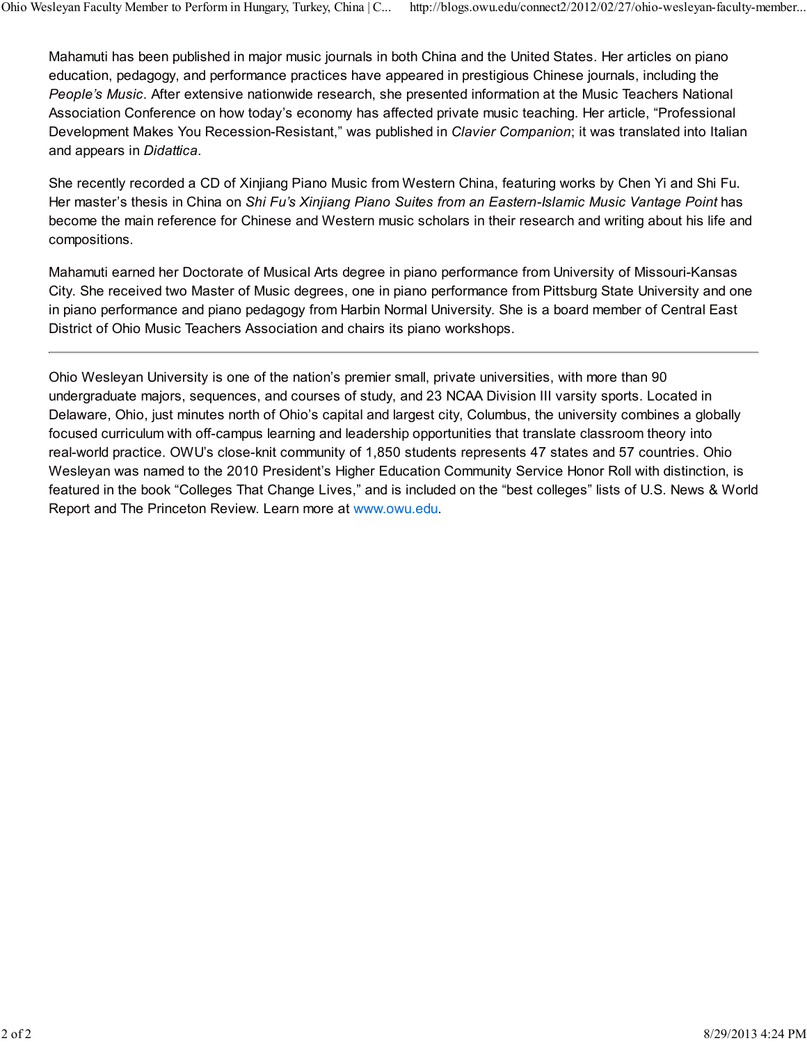Mahamuti has been published in major music journals in both China and the United States. Her articles on piano education, pedagogy, and performance practices have appeared in prestigious Chinese journals, including the *People's Music*. After extensive nationwide research, she presented information at the Music Teachers National Association Conference on how today's economy has affected private music teaching. Her article, "Professional Development Makes You Recession-Resistant," was published in *Clavier Companion*; it was translated into Italian and appears in *Didattica*.

She recently recorded a CD of Xinjiang Piano Music from Western China, featuring works by Chen Yi and Shi Fu. Her master's thesis in China on *Shi Fu's Xinjiang Piano Suites from an Eastern-Islamic Music Vantage Point* has become the main reference for Chinese and Western music scholars in their research and writing about his life and compositions.

Mahamuti earned her Doctorate of Musical Arts degree in piano performance from University of Missouri-Kansas City. She received two Master of Music degrees, one in piano performance from Pittsburg State University and one in piano performance and piano pedagogy from Harbin Normal University. She is a board member of Central East District of Ohio Music Teachers Association and chairs its piano workshops.

---

Ohio Wesleyan University is one of the nation's premier small, private universities, with more than 90 undergraduate majors, sequences, and courses of study, and 23 NCAA Division III varsity sports. Located in Delaware, Ohio, just minutes north of Ohio's capital and largest city, Columbus, the university combines a globally focused curriculum with off-campus learning and leadership opportunities that translate classroom theory into real-world practice. OWU's close-knit community of 1,850 students represents 47 states and 57 countries. Ohio Wesleyan was named to the 2010 President's Higher Education Community Service Honor Roll with distinction, is featured in the book "Colleges That Change Lives," and is included on the "best colleges" lists of U.S. News & World Report and The Princeton Review. Learn more at www.owu.edu.